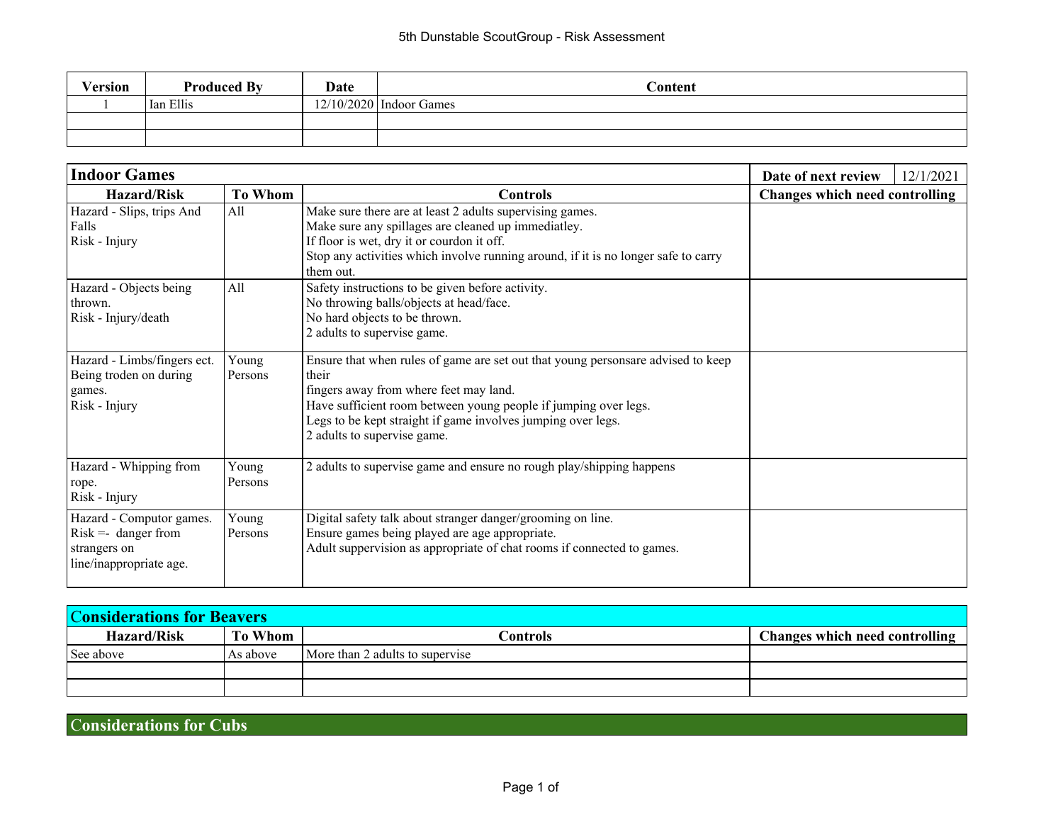# 5th Dunstable ScoutGroup - Risk Assessment

| Version | Produced By | Date | Content |
|---|---|---|---|
| 1 | Ian Ellis | 12/10/2020 | Indoor Games |
| | | | |
| | | | |

| Indoor Games | | | Date of next review 12/1/2021 |
|---|---|---|---|
| **Hazard/Risk** | **To Whom** | **Controls** | **Changes which need controlling** |
| Hazard - Slips, trips And Falls<br>Risk - Injury | All | Make sure there are at least 2 adults supervising games.<br>Make sure any spillages are cleaned up immediatley.<br>If floor is wet, dry it or courdon it off.<br>Stop any activities which involve running around, if it is no longer safe to carry them out. | |
| Hazard - Objects being thrown.<br>Risk - Injury/death | All | Safety instructions to be given before activity.<br>No throwing balls/objects at head/face.<br>No hard objects to be thrown.<br>2 adults to supervise game. | |
| Hazard - Limbs/fingers ect. Being troden on during games.<br>Risk - Injury | Young Persons | Ensure that when rules of game are set out that young personsare advised to keep their<br>fingers away from where feet may land.<br>Have sufficient room between young people if jumping over legs.<br>Legs to be kept straight if game involves jumping over legs.<br>2 adults to supervise game. | |
| Hazard - Whipping from rope.<br>Risk - Injury | Young Persons | 2 adults to supervise game and ensure no rough play/shipping happens | |
| Hazard - Computor games.<br>Risk =- danger from strangers on line/inappropriate age. | Young Persons | Digital safety talk about stranger danger/grooming on line.<br>Ensure games being played are age appropriate.<br>Adult suppervision as appropriate of chat rooms if connected to games. | |

## Considerations for Beavers

| Hazard/Risk | To Whom | Controls | Changes which need controlling |
|---|---|---|---|
| See above | As above | More than 2 adults to supervise | |
| | | | |
| | | | |

## Considerations for Cubs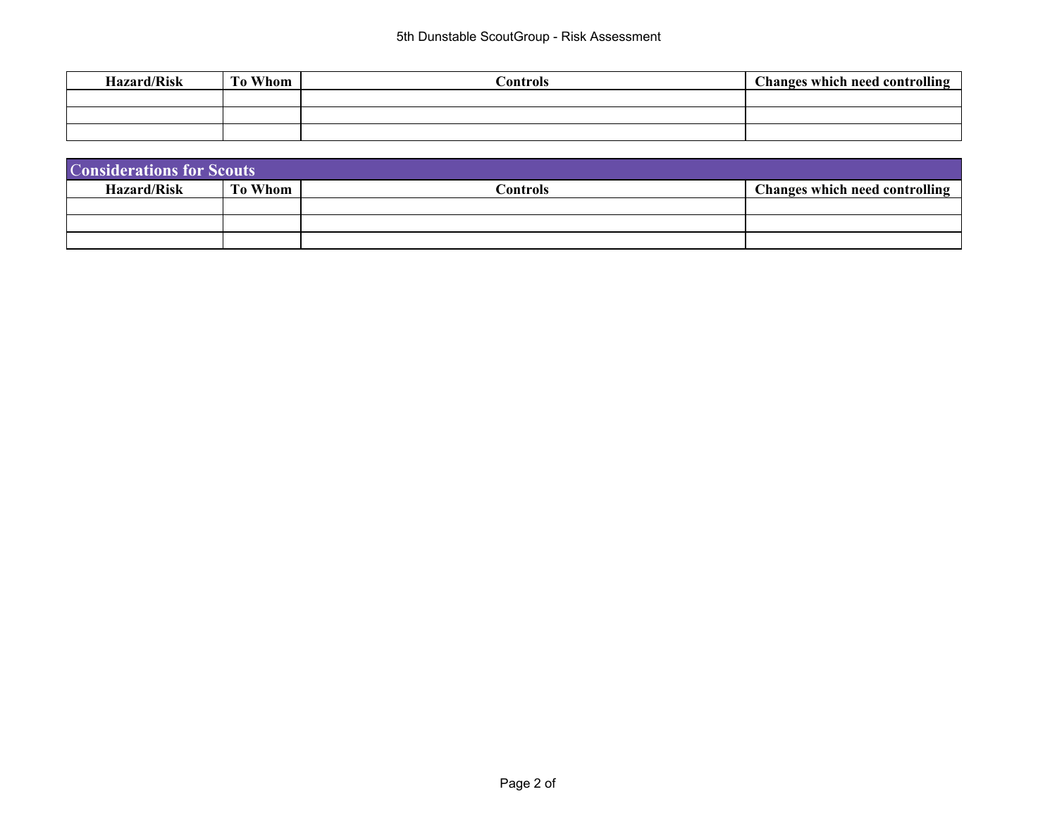| Hazard/Risk | To Whom | Controls | Changes which need controlling |
|---|---|---|---|
| | | | |
| | | | |
| | | | |

## Considerations for Scouts

| Hazard/Risk | To Whom | Controls | Changes which need controlling |
|---|---|---|---|
| | | | |
| | | | |
| | | | |